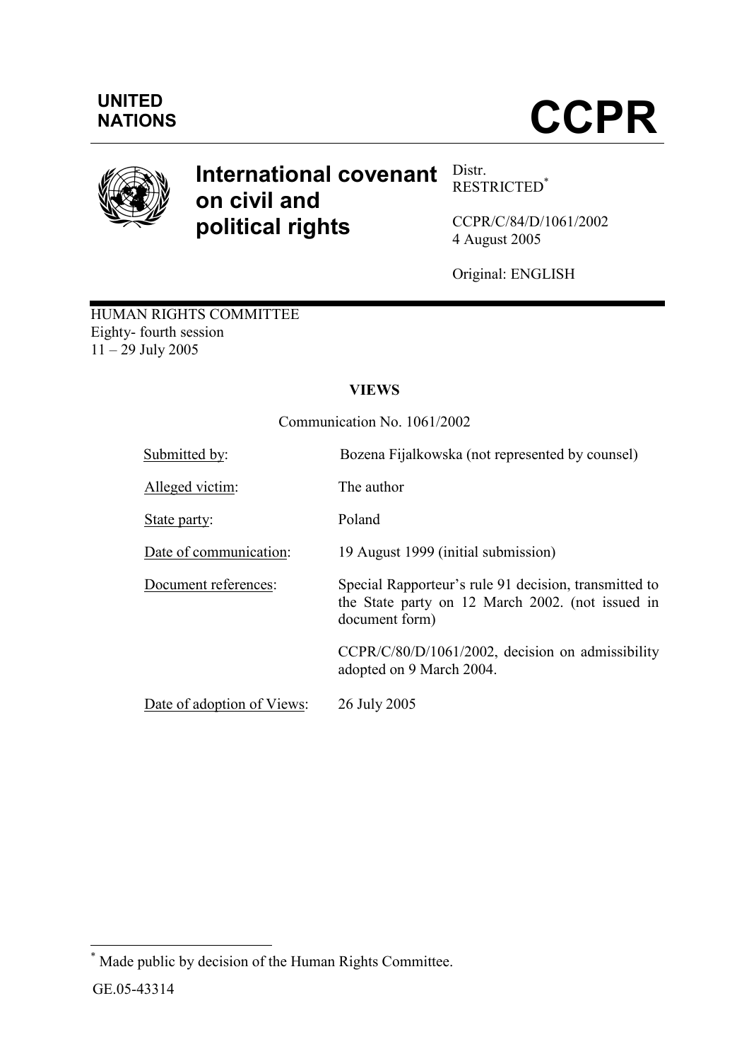**UNITED NATIONS**

# CCPR

## International covenant on civil and political rights

Distr.
RESTRICTED[*]

CCPR/C/84/D/1061/2002
4 August 2005

Original: ENGLISH

HUMAN RIGHTS COMMITTEE
Eighty- fourth session
11 – 29 July 2005

**VIEWS**

Communication No. 1061/2002

| | |
|---|---|
| Submitted by: | Bozena Fijalkowska (not represented by counsel) |
| Alleged victim: | The author |
| State party: | Poland |
| Date of communication: | 19 August 1999 (initial submission) |
| Document references: | Special Rapporteur's rule 91 decision, transmitted to the State party on 12 March 2002. (not issued in document form) |
| | CCPR/C/80/D/1061/2002, decision on admissibility adopted on 9 March 2004. |
| Date of adoption of Views: | 26 July 2005 |

[*] Made public by decision of the Human Rights Committee.

GE.05-43314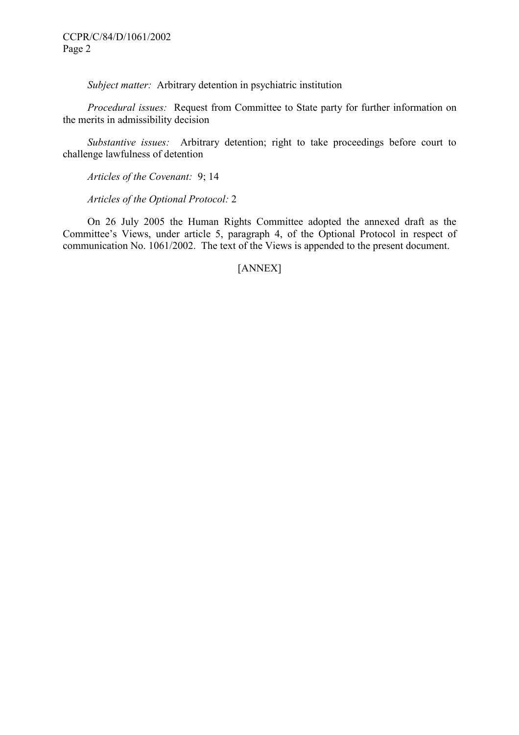*Subject matter:* Arbitrary detention in psychiatric institution

*Procedural issues:* Request from Committee to State party for further information on the merits in admissibility decision

*Substantive issues:* Arbitrary detention; right to take proceedings before court to challenge lawfulness of detention

*Articles of the Covenant:* 9; 14

*Articles of the Optional Protocol:* 2

On 26 July 2005 the Human Rights Committee adopted the annexed draft as the Committee's Views, under article 5, paragraph 4, of the Optional Protocol in respect of communication No. 1061/2002. The text of the Views is appended to the present document.

[ANNEX]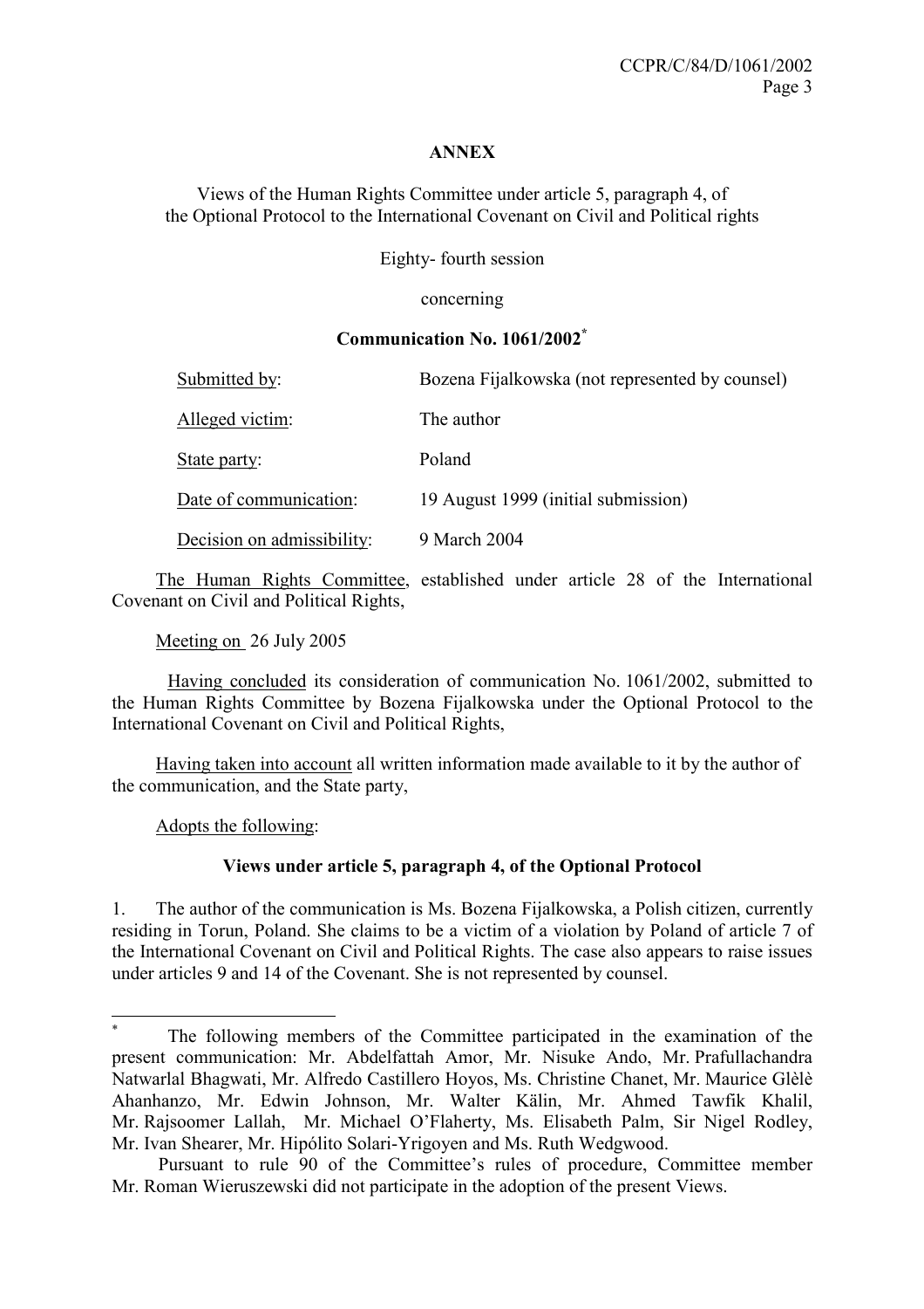**ANNEX**

Views of the Human Rights Committee under article 5, paragraph 4, of the Optional Protocol to the International Covenant on Civil and Political rights

Eighty- fourth session

concerning

**Communication No. 1061/2002***

| | |
|---|---|
| Submitted by: | Bozena Fijalkowska (not represented by counsel) |
| Alleged victim: | The author |
| State party: | Poland |
| Date of communication: | 19 August 1999 (initial submission) |
| Decision on admissibility: | 9 March 2004 |

The Human Rights Committee, established under article 28 of the International Covenant on Civil and Political Rights,

Meeting on 26 July 2005

Having concluded its consideration of communication No. 1061/2002, submitted to the Human Rights Committee by Bozena Fijalkowska under the Optional Protocol to the International Covenant on Civil and Political Rights,

Having taken into account all written information made available to it by the author of the communication, and the State party,

Adopts the following:

**Views under article 5, paragraph 4, of the Optional Protocol**

1. The author of the communication is Ms. Bozena Fijalkowska, a Polish citizen, currently residing in Torun, Poland. She claims to be a victim of a violation by Poland of article 7 of the International Covenant on Civil and Political Rights. The case also appears to raise issues under articles 9 and 14 of the Covenant. She is not represented by counsel.

---

* The following members of the Committee participated in the examination of the present communication: Mr. Abdelfattah Amor, Mr. Nisuke Ando, Mr. Prafullachandra Natwarlal Bhagwati, Mr. Alfredo Castillero Hoyos, Ms. Christine Chanet, Mr. Maurice Glèlè Ahanhanzo, Mr. Edwin Johnson, Mr. Walter Kälin, Mr. Ahmed Tawfik Khalil, Mr. Rajsoomer Lallah, Mr. Michael O'Flaherty, Ms. Elisabeth Palm, Sir Nigel Rodley, Mr. Ivan Shearer, Mr. Hipólito Solari-Yrigoyen and Ms. Ruth Wedgwood.

Pursuant to rule 90 of the Committee's rules of procedure, Committee member Mr. Roman Wieruszewski did not participate in the adoption of the present Views.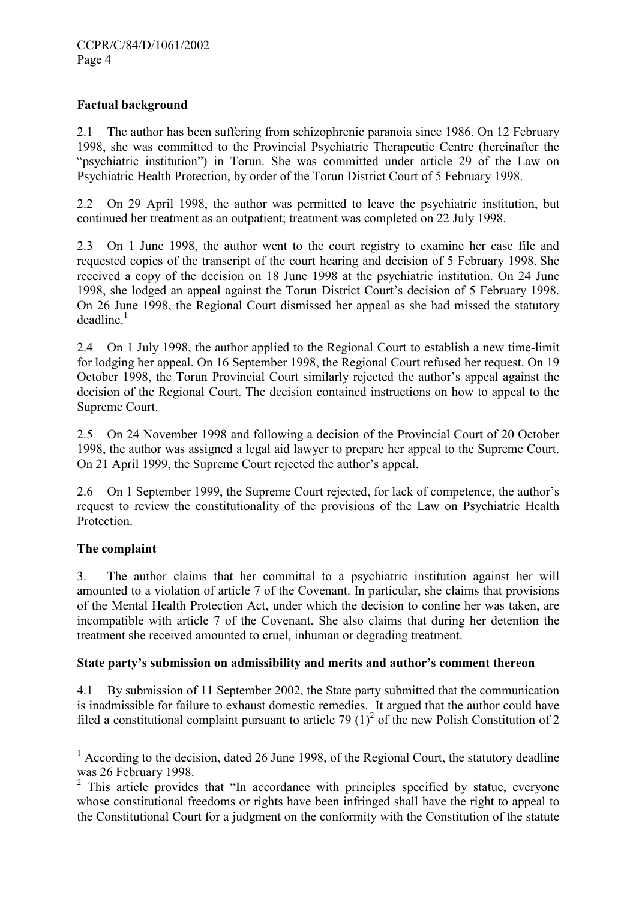## Factual background

2.1 The author has been suffering from schizophrenic paranoia since 1986. On 12 February 1998, she was committed to the Provincial Psychiatric Therapeutic Centre (hereinafter the "psychiatric institution") in Torun. She was committed under article 29 of the Law on Psychiatric Health Protection, by order of the Torun District Court of 5 February 1998.

2.2 On 29 April 1998, the author was permitted to leave the psychiatric institution, but continued her treatment as an outpatient; treatment was completed on 22 July 1998.

2.3 On 1 June 1998, the author went to the court registry to examine her case file and requested copies of the transcript of the court hearing and decision of 5 February 1998. She received a copy of the decision on 18 June 1998 at the psychiatric institution. On 24 June 1998, she lodged an appeal against the Torun District Court's decision of 5 February 1998. On 26 June 1998, the Regional Court dismissed her appeal as she had missed the statutory deadline.[1]

2.4 On 1 July 1998, the author applied to the Regional Court to establish a new time-limit for lodging her appeal. On 16 September 1998, the Regional Court refused her request. On 19 October 1998, the Torun Provincial Court similarly rejected the author's appeal against the decision of the Regional Court. The decision contained instructions on how to appeal to the Supreme Court.

2.5 On 24 November 1998 and following a decision of the Provincial Court of 20 October 1998, the author was assigned a legal aid lawyer to prepare her appeal to the Supreme Court. On 21 April 1999, the Supreme Court rejected the author's appeal.

2.6 On 1 September 1999, the Supreme Court rejected, for lack of competence, the author's request to review the constitutionality of the provisions of the Law on Psychiatric Health Protection.

## The complaint

3. The author claims that her committal to a psychiatric institution against her will amounted to a violation of article 7 of the Covenant. In particular, she claims that provisions of the Mental Health Protection Act, under which the decision to confine her was taken, are incompatible with article 7 of the Covenant. She also claims that during her detention the treatment she received amounted to cruel, inhuman or degrading treatment.

## State party's submission on admissibility and merits and author's comment thereon

4.1 By submission of 11 September 2002, the State party submitted that the communication is inadmissible for failure to exhaust domestic remedies. It argued that the author could have filed a constitutional complaint pursuant to article 79 (1)[2] of the new Polish Constitution of 2

---

[1] According to the decision, dated 26 June 1998, of the Regional Court, the statutory deadline was 26 February 1998.

[2] This article provides that "In accordance with principles specified by statue, everyone whose constitutional freedoms or rights have been infringed shall have the right to appeal to the Constitutional Court for a judgment on the conformity with the Constitution of the statute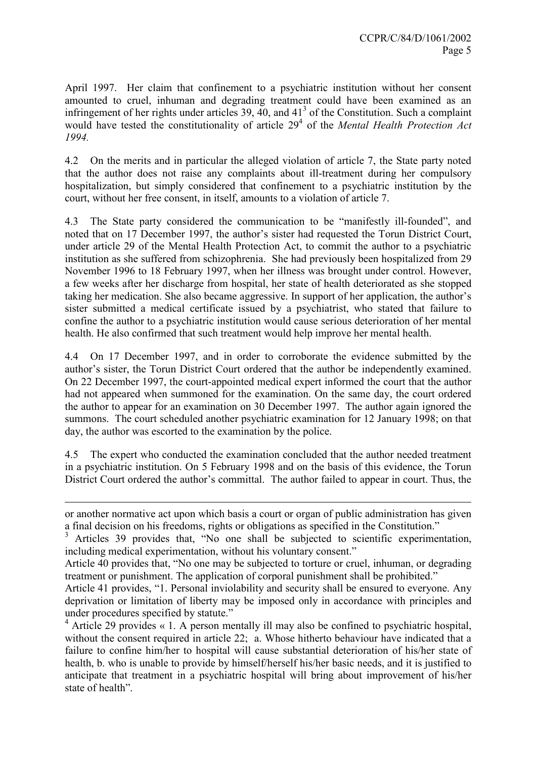April 1997. Her claim that confinement to a psychiatric institution without her consent amounted to cruel, inhuman and degrading treatment could have been examined as an infringement of her rights under articles 39, 40, and 41[3] of the Constitution. Such a complaint would have tested the constitutionality of article 29[4] of the *Mental Health Protection Act 1994.*

4.2 On the merits and in particular the alleged violation of article 7, the State party noted that the author does not raise any complaints about ill-treatment during her compulsory hospitalization, but simply considered that confinement to a psychiatric institution by the court, without her free consent, in itself, amounts to a violation of article 7.

4.3 The State party considered the communication to be "manifestly ill-founded", and noted that on 17 December 1997, the author's sister had requested the Torun District Court, under article 29 of the Mental Health Protection Act, to commit the author to a psychiatric institution as she suffered from schizophrenia. She had previously been hospitalized from 29 November 1996 to 18 February 1997, when her illness was brought under control. However, a few weeks after her discharge from hospital, her state of health deteriorated as she stopped taking her medication. She also became aggressive. In support of her application, the author's sister submitted a medical certificate issued by a psychiatrist, who stated that failure to confine the author to a psychiatric institution would cause serious deterioration of her mental health. He also confirmed that such treatment would help improve her mental health.

4.4 On 17 December 1997, and in order to corroborate the evidence submitted by the author's sister, the Torun District Court ordered that the author be independently examined. On 22 December 1997, the court-appointed medical expert informed the court that the author had not appeared when summoned for the examination. On the same day, the court ordered the author to appear for an examination on 30 December 1997. The author again ignored the summons. The court scheduled another psychiatric examination for 12 January 1998; on that day, the author was escorted to the examination by the police.

4.5 The expert who conducted the examination concluded that the author needed treatment in a psychiatric institution. On 5 February 1998 and on the basis of this evidence, the Torun District Court ordered the author's committal. The author failed to appear in court. Thus, the

---

or another normative act upon which basis a court or organ of public administration has given a final decision on his freedoms, rights or obligations as specified in the Constitution."

[3] Articles 39 provides that, "No one shall be subjected to scientific experimentation, including medical experimentation, without his voluntary consent."

Article 40 provides that, "No one may be subjected to torture or cruel, inhuman, or degrading treatment or punishment. The application of corporal punishment shall be prohibited."

Article 41 provides, "1. Personal inviolability and security shall be ensured to everyone. Any deprivation or limitation of liberty may be imposed only in accordance with principles and under procedures specified by statute."

[4] Article 29 provides « 1. A person mentally ill may also be confined to psychiatric hospital, without the consent required in article 22; a. Whose hitherto behaviour have indicated that a failure to confine him/her to hospital will cause substantial deterioration of his/her state of health, b. who is unable to provide by himself/herself his/her basic needs, and it is justified to anticipate that treatment in a psychiatric hospital will bring about improvement of his/her state of health".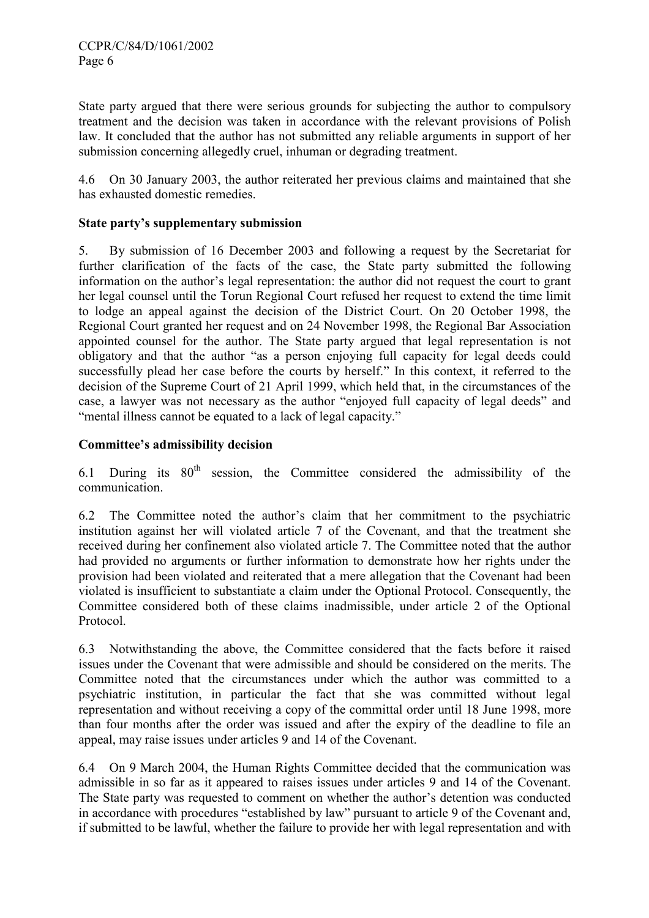State party argued that there were serious grounds for subjecting the author to compulsory treatment and the decision was taken in accordance with the relevant provisions of Polish law. It concluded that the author has not submitted any reliable arguments in support of her submission concerning allegedly cruel, inhuman or degrading treatment.

4.6 On 30 January 2003, the author reiterated her previous claims and maintained that she has exhausted domestic remedies.

**State party's supplementary submission**

5. By submission of 16 December 2003 and following a request by the Secretariat for further clarification of the facts of the case, the State party submitted the following information on the author's legal representation: the author did not request the court to grant her legal counsel until the Torun Regional Court refused her request to extend the time limit to lodge an appeal against the decision of the District Court. On 20 October 1998, the Regional Court granted her request and on 24 November 1998, the Regional Bar Association appointed counsel for the author. The State party argued that legal representation is not obligatory and that the author "as a person enjoying full capacity for legal deeds could successfully plead her case before the courts by herself." In this context, it referred to the decision of the Supreme Court of 21 April 1999, which held that, in the circumstances of the case, a lawyer was not necessary as the author "enjoyed full capacity of legal deeds" and "mental illness cannot be equated to a lack of legal capacity."

**Committee's admissibility decision**

6.1 During its 80th session, the Committee considered the admissibility of the communication.

6.2 The Committee noted the author's claim that her commitment to the psychiatric institution against her will violated article 7 of the Covenant, and that the treatment she received during her confinement also violated article 7. The Committee noted that the author had provided no arguments or further information to demonstrate how her rights under the provision had been violated and reiterated that a mere allegation that the Covenant had been violated is insufficient to substantiate a claim under the Optional Protocol. Consequently, the Committee considered both of these claims inadmissible, under article 2 of the Optional Protocol.

6.3 Notwithstanding the above, the Committee considered that the facts before it raised issues under the Covenant that were admissible and should be considered on the merits. The Committee noted that the circumstances under which the author was committed to a psychiatric institution, in particular the fact that she was committed without legal representation and without receiving a copy of the committal order until 18 June 1998, more than four months after the order was issued and after the expiry of the deadline to file an appeal, may raise issues under articles 9 and 14 of the Covenant.

6.4 On 9 March 2004, the Human Rights Committee decided that the communication was admissible in so far as it appeared to raises issues under articles 9 and 14 of the Covenant. The State party was requested to comment on whether the author's detention was conducted in accordance with procedures "established by law" pursuant to article 9 of the Covenant and, if submitted to be lawful, whether the failure to provide her with legal representation and with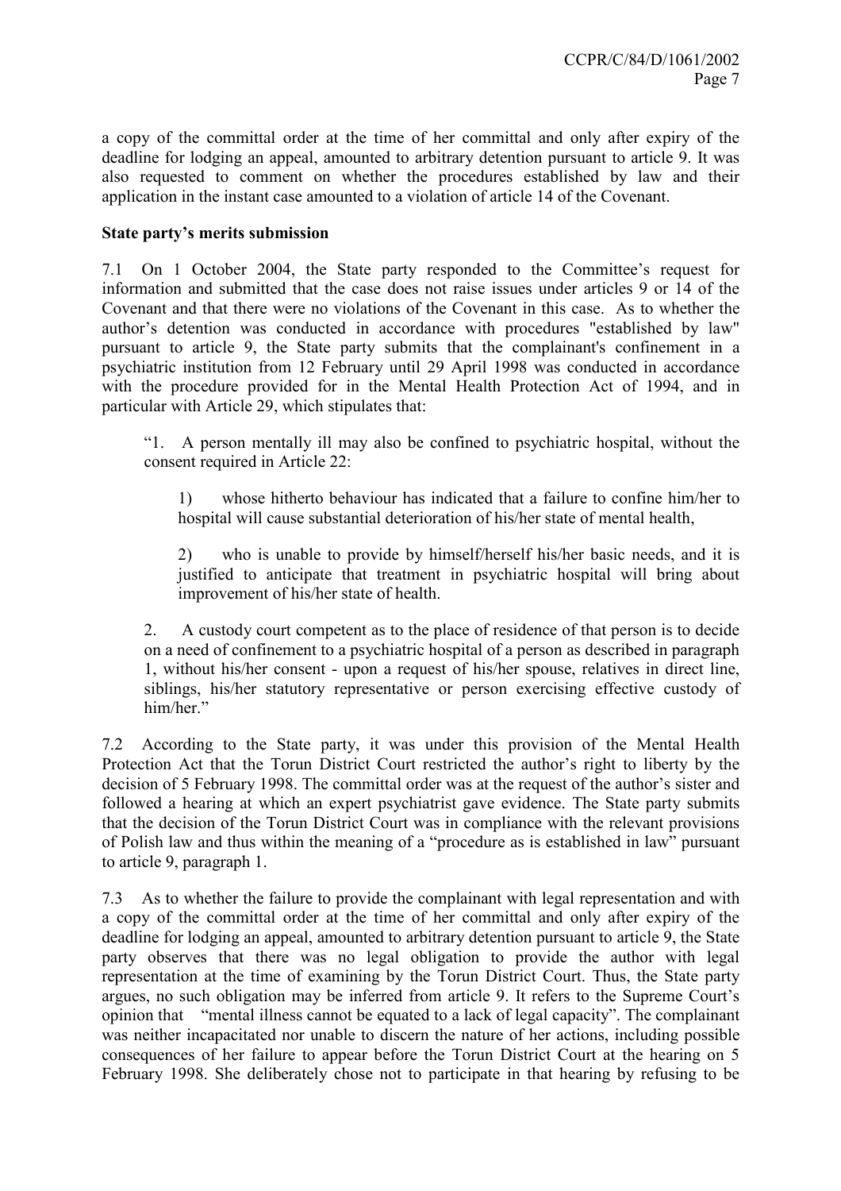a copy of the committal order at the time of her committal and only after expiry of the deadline for lodging an appeal, amounted to arbitrary detention pursuant to article 9. It was also requested to comment on whether the procedures established by law and their application in the instant case amounted to a violation of article 14 of the Covenant.

**State party's merits submission**

7.1 On 1 October 2004, the State party responded to the Committee's request for information and submitted that the case does not raise issues under articles 9 or 14 of the Covenant and that there were no violations of the Covenant in this case. As to whether the author's detention was conducted in accordance with procedures "established by law" pursuant to article 9, the State party submits that the complainant's confinement in a psychiatric institution from 12 February until 29 April 1998 was conducted in accordance with the procedure provided for in the Mental Health Protection Act of 1994, and in particular with Article 29, which stipulates that:

> "1. A person mentally ill may also be confined to psychiatric hospital, without the consent required in Article 22:
>
> > 1) whose hitherto behaviour has indicated that a failure to confine him/her to hospital will cause substantial deterioration of his/her state of mental health,
> >
> > 2) who is unable to provide by himself/herself his/her basic needs, and it is justified to anticipate that treatment in psychiatric hospital will bring about improvement of his/her state of health.
>
> 2. A custody court competent as to the place of residence of that person is to decide on a need of confinement to a psychiatric hospital of a person as described in paragraph 1, without his/her consent - upon a request of his/her spouse, relatives in direct line, siblings, his/her statutory representative or person exercising effective custody of him/her."

7.2 According to the State party, it was under this provision of the Mental Health Protection Act that the Torun District Court restricted the author's right to liberty by the decision of 5 February 1998. The committal order was at the request of the author's sister and followed a hearing at which an expert psychiatrist gave evidence. The State party submits that the decision of the Torun District Court was in compliance with the relevant provisions of Polish law and thus within the meaning of a "procedure as is established in law" pursuant to article 9, paragraph 1.

7.3 As to whether the failure to provide the complainant with legal representation and with a copy of the committal order at the time of her committal and only after expiry of the deadline for lodging an appeal, amounted to arbitrary detention pursuant to article 9, the State party observes that there was no legal obligation to provide the author with legal representation at the time of examining by the Torun District Court. Thus, the State party argues, no such obligation may be inferred from article 9. It refers to the Supreme Court's opinion that "mental illness cannot be equated to a lack of legal capacity". The complainant was neither incapacitated nor unable to discern the nature of her actions, including possible consequences of her failure to appear before the Torun District Court at the hearing on 5 February 1998. She deliberately chose not to participate in that hearing by refusing to be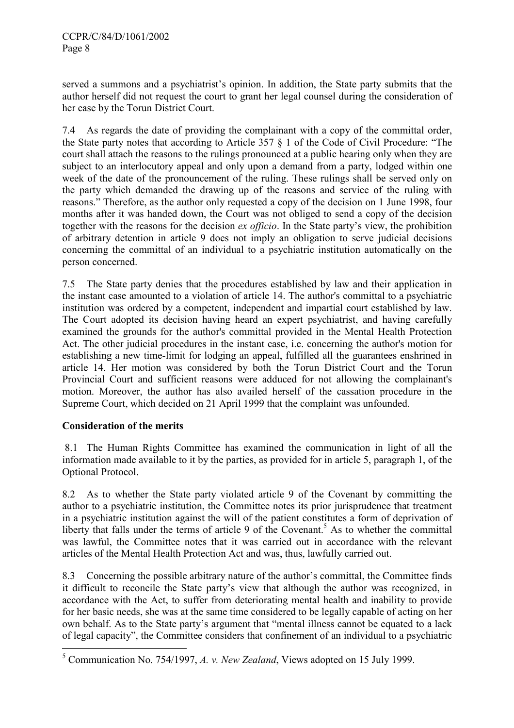served a summons and a psychiatrist's opinion. In addition, the State party submits that the author herself did not request the court to grant her legal counsel during the consideration of her case by the Torun District Court.

7.4 As regards the date of providing the complainant with a copy of the committal order, the State party notes that according to Article 357 § 1 of the Code of Civil Procedure: "The court shall attach the reasons to the rulings pronounced at a public hearing only when they are subject to an interlocutory appeal and only upon a demand from a party, lodged within one week of the date of the pronouncement of the ruling. These rulings shall be served only on the party which demanded the drawing up of the reasons and service of the ruling with reasons." Therefore, as the author only requested a copy of the decision on 1 June 1998, four months after it was handed down, the Court was not obliged to send a copy of the decision together with the reasons for the decision *ex officio*. In the State party's view, the prohibition of arbitrary detention in article 9 does not imply an obligation to serve judicial decisions concerning the committal of an individual to a psychiatric institution automatically on the person concerned.

7.5 The State party denies that the procedures established by law and their application in the instant case amounted to a violation of article 14. The author's committal to a psychiatric institution was ordered by a competent, independent and impartial court established by law. The Court adopted its decision having heard an expert psychiatrist, and having carefully examined the grounds for the author's committal provided in the Mental Health Protection Act. The other judicial procedures in the instant case, i.e. concerning the author's motion for establishing a new time-limit for lodging an appeal, fulfilled all the guarantees enshrined in article 14. Her motion was considered by both the Torun District Court and the Torun Provincial Court and sufficient reasons were adduced for not allowing the complainant's motion. Moreover, the author has also availed herself of the cassation procedure in the Supreme Court, which decided on 21 April 1999 that the complaint was unfounded.

**Consideration of the merits**

8.1 The Human Rights Committee has examined the communication in light of all the information made available to it by the parties, as provided for in article 5, paragraph 1, of the Optional Protocol.

8.2 As to whether the State party violated article 9 of the Covenant by committing the author to a psychiatric institution, the Committee notes its prior jurisprudence that treatment in a psychiatric institution against the will of the patient constitutes a form of deprivation of liberty that falls under the terms of article 9 of the Covenant.[5] As to whether the committal was lawful, the Committee notes that it was carried out in accordance with the relevant articles of the Mental Health Protection Act and was, thus, lawfully carried out.

8.3 Concerning the possible arbitrary nature of the author's committal, the Committee finds it difficult to reconcile the State party's view that although the author was recognized, in accordance with the Act, to suffer from deteriorating mental health and inability to provide for her basic needs, she was at the same time considered to be legally capable of acting on her own behalf. As to the State party's argument that "mental illness cannot be equated to a lack of legal capacity", the Committee considers that confinement of an individual to a psychiatric

---

[5] Communication No. 754/1997, *A. v. New Zealand*, Views adopted on 15 July 1999.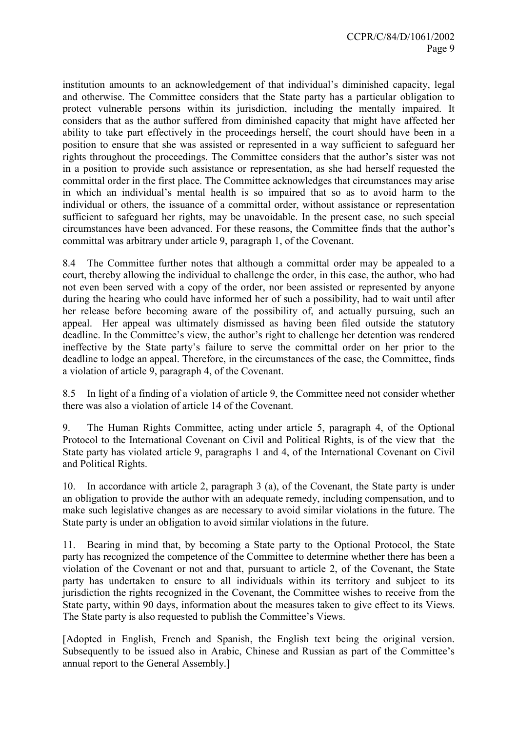institution amounts to an acknowledgement of that individual's diminished capacity, legal and otherwise. The Committee considers that the State party has a particular obligation to protect vulnerable persons within its jurisdiction, including the mentally impaired. It considers that as the author suffered from diminished capacity that might have affected her ability to take part effectively in the proceedings herself, the court should have been in a position to ensure that she was assisted or represented in a way sufficient to safeguard her rights throughout the proceedings. The Committee considers that the author's sister was not in a position to provide such assistance or representation, as she had herself requested the committal order in the first place. The Committee acknowledges that circumstances may arise in which an individual's mental health is so impaired that so as to avoid harm to the individual or others, the issuance of a committal order, without assistance or representation sufficient to safeguard her rights, may be unavoidable. In the present case, no such special circumstances have been advanced. For these reasons, the Committee finds that the author's committal was arbitrary under article 9, paragraph 1, of the Covenant.

8.4 The Committee further notes that although a committal order may be appealed to a court, thereby allowing the individual to challenge the order, in this case, the author, who had not even been served with a copy of the order, nor been assisted or represented by anyone during the hearing who could have informed her of such a possibility, had to wait until after her release before becoming aware of the possibility of, and actually pursuing, such an appeal. Her appeal was ultimately dismissed as having been filed outside the statutory deadline. In the Committee's view, the author's right to challenge her detention was rendered ineffective by the State party's failure to serve the committal order on her prior to the deadline to lodge an appeal. Therefore, in the circumstances of the case, the Committee, finds a violation of article 9, paragraph 4, of the Covenant.

8.5 In light of a finding of a violation of article 9, the Committee need not consider whether there was also a violation of article 14 of the Covenant.

9. The Human Rights Committee, acting under article 5, paragraph 4, of the Optional Protocol to the International Covenant on Civil and Political Rights, is of the view that the State party has violated article 9, paragraphs 1 and 4, of the International Covenant on Civil and Political Rights.

10. In accordance with article 2, paragraph 3 (a), of the Covenant, the State party is under an obligation to provide the author with an adequate remedy, including compensation, and to make such legislative changes as are necessary to avoid similar violations in the future. The State party is under an obligation to avoid similar violations in the future.

11. Bearing in mind that, by becoming a State party to the Optional Protocol, the State party has recognized the competence of the Committee to determine whether there has been a violation of the Covenant or not and that, pursuant to article 2, of the Covenant, the State party has undertaken to ensure to all individuals within its territory and subject to its jurisdiction the rights recognized in the Covenant, the Committee wishes to receive from the State party, within 90 days, information about the measures taken to give effect to its Views. The State party is also requested to publish the Committee's Views.

[Adopted in English, French and Spanish, the English text being the original version. Subsequently to be issued also in Arabic, Chinese and Russian as part of the Committee's annual report to the General Assembly.]